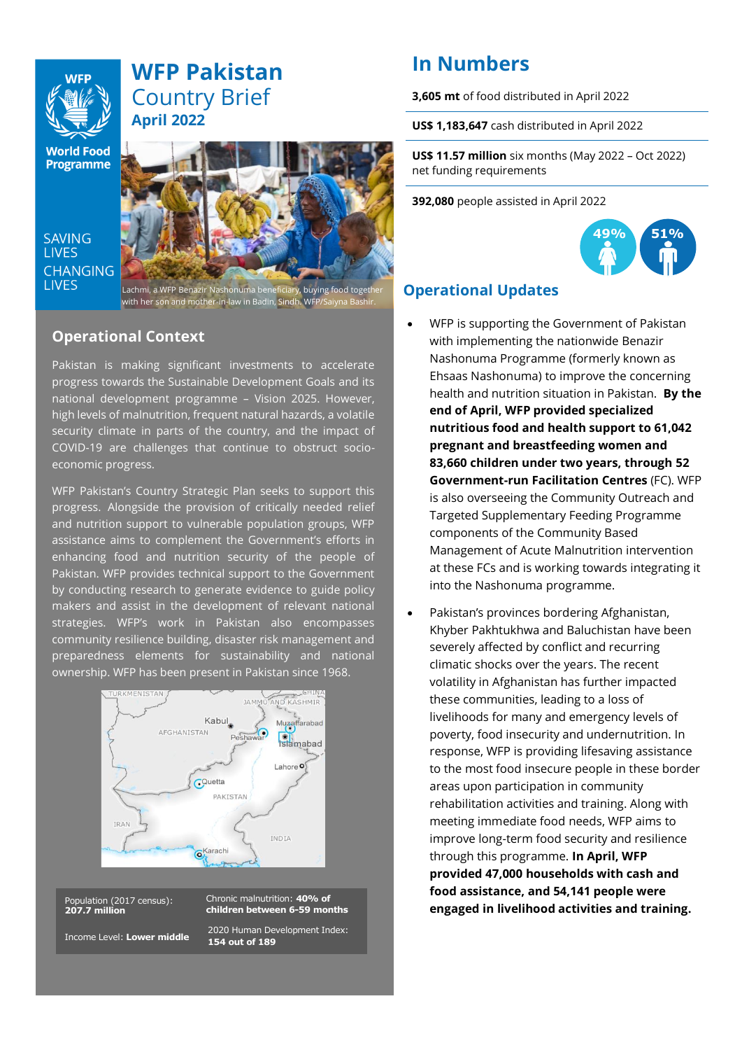# WFP Pakistan Country Brief

## April 2022

SAVING LIVES CHANGING LIVES

Lachmi, a WFP Benazir Nashonuma beneficiary, buying food together with her son and mother-in-law in Badin, Sindh. WFP/Saiyna Bashir.

## Operational Context

Pakistan is making significant investments to accelerate progress towards the Sustainable Development Goals and its national development programme – Vision 2025. However, high levels of malnutrition, frequent natural hazards, a volatile security climate in parts of the country, and the impact of COVID-19 are challenges that continue to obstruct socio-economic progress.

WFP Pakistan's Country Strategic Plan seeks to support this progress. Alongside the provision of critically needed relief and nutrition support to vulnerable population groups, WFP assistance aims to complement the Government's efforts in enhancing food and nutrition security of the people of Pakistan. WFP provides technical support to the Government by conducting research to generate evidence to guide policy makers and assist in the development of relevant national strategies. WFP's work in Pakistan also encompasses community resilience building, disaster risk management and preparedness elements for sustainability and national ownership. WFP has been present in Pakistan since 1968.

| | |
|---|---|
| Population (2017 census): **207.7 million** | Chronic malnutrition: **40% of children between 6-59 months** |
| Income Level: **Lower middle** | 2020 Human Development Index: **154 out of 189** |

## In Numbers

**3,605 mt** of food distributed in April 2022

**US$ 1,183,647** cash distributed in April 2022

**US$ 11.57 million** six months (May 2022 – Oct 2022) net funding requirements

**392,080** people assisted in April 2022

49% 51%

## Operational Updates

- WFP is supporting the Government of Pakistan with implementing the nationwide Benazir Nashonuma Programme (formerly known as Ehsaas Nashonuma) to improve the concerning health and nutrition situation in Pakistan. **By the end of April, WFP provided specialized nutritious food and health support to 61,042 pregnant and breastfeeding women and 83,660 children under two years, through 52 Government-run Facilitation Centres** (FC). WFP is also overseeing the Community Outreach and Targeted Supplementary Feeding Programme components of the Community Based Management of Acute Malnutrition intervention at these FCs and is working towards integrating it into the Nashonuma programme.
- Pakistan's provinces bordering Afghanistan, Khyber Pakhtukhwa and Baluchistan have been severely affected by conflict and recurring climatic shocks over the years. The recent volatility in Afghanistan has further impacted these communities, leading to a loss of livelihoods for many and emergency levels of poverty, food insecurity and undernutrition. In response, WFP is providing lifesaving assistance to the most food insecure people in these border areas upon participation in community rehabilitation activities and training. Along with meeting immediate food needs, WFP aims to improve long-term food security and resilience through this programme. **In April, WFP provided 47,000 households with cash and food assistance, and 54,141 people were engaged in livelihood activities and training.**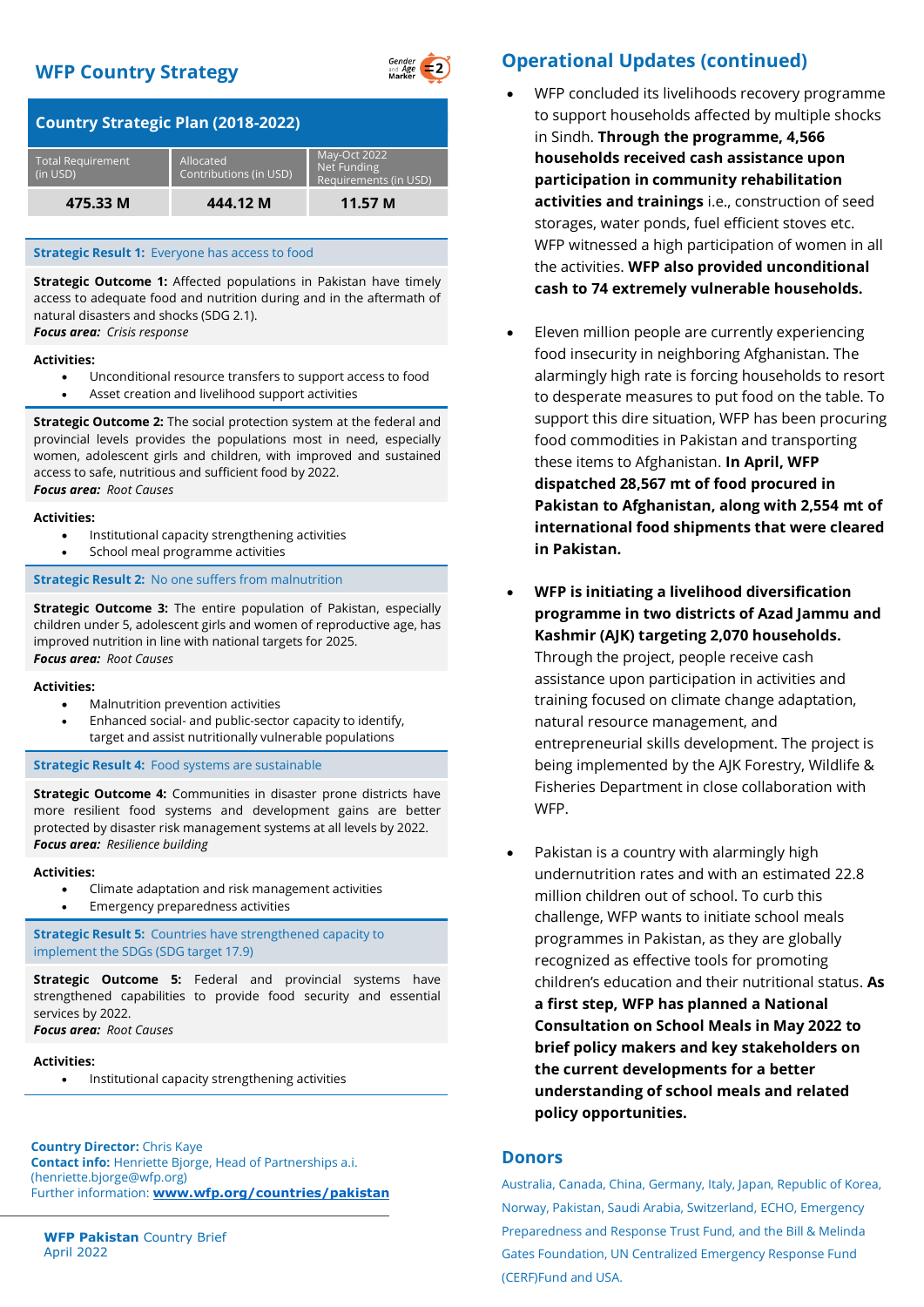## WFP Country Strategy

Gender and Age Marker =2

### Country Strategic Plan (2018-2022)

| Total Requirement (in USD) | Allocated Contributions (in USD) | May-Oct 2022 Net Funding Requirements (in USD) |
|---|---|---|
| 475.33 M | 444.12 M | 11.57 M |

**Strategic Result 1:** Everyone has access to food

**Strategic Outcome 1:** Affected populations in Pakistan have timely access to adequate food and nutrition during and in the aftermath of natural disasters and shocks (SDG 2.1).
***Focus area:*** *Crisis response*

**Activities:**
- Unconditional resource transfers to support access to food
- Asset creation and livelihood support activities

**Strategic Outcome 2:** The social protection system at the federal and provincial levels provides the populations most in need, especially women, adolescent girls and children, with improved and sustained access to safe, nutritious and sufficient food by 2022.
***Focus area:*** *Root Causes*

**Activities:**
- Institutional capacity strengthening activities
- School meal programme activities

**Strategic Result 2:** No one suffers from malnutrition

**Strategic Outcome 3:** The entire population of Pakistan, especially children under 5, adolescent girls and women of reproductive age, has improved nutrition in line with national targets for 2025.
***Focus area:*** *Root Causes*

**Activities:**
- Malnutrition prevention activities
- Enhanced social- and public-sector capacity to identify, target and assist nutritionally vulnerable populations

**Strategic Result 4:** Food systems are sustainable

**Strategic Outcome 4:** Communities in disaster prone districts have more resilient food systems and development gains are better protected by disaster risk management systems at all levels by 2022.
***Focus area:*** *Resilience building*

**Activities:**
- Climate adaptation and risk management activities
- Emergency preparedness activities

**Strategic Result 5:** Countries have strengthened capacity to implement the SDGs (SDG target 17.9)

**Strategic Outcome 5:** Federal and provincial systems have strengthened capabilities to provide food security and essential services by 2022.
***Focus area:*** *Root Causes*

**Activities:**
- Institutional capacity strengthening activities

**Country Director:** Chris Kaye
**Contact info:** Henriette Bjorge, Head of Partnerships a.i. (henriette.bjorge@wfp.org)
Further information: **www.wfp.org/countries/pakistan**

## Operational Updates (continued)

- WFP concluded its livelihoods recovery programme to support households affected by multiple shocks in Sindh. **Through the programme, 4,566 households received cash assistance upon participation in community rehabilitation activities and trainings** i.e., construction of seed storages, water ponds, fuel efficient stoves etc. WFP witnessed a high participation of women in all the activities. **WFP also provided unconditional cash to 74 extremely vulnerable households.**

- Eleven million people are currently experiencing food insecurity in neighboring Afghanistan. The alarmingly high rate is forcing households to resort to desperate measures to put food on the table. To support this dire situation, WFP has been procuring food commodities in Pakistan and transporting these items to Afghanistan. **In April, WFP dispatched 28,567 mt of food procured in Pakistan to Afghanistan, along with 2,554 mt of international food shipments that were cleared in Pakistan.**

- **WFP is initiating a livelihood diversification programme in two districts of Azad Jammu and Kashmir (AJK) targeting 2,070 households.** Through the project, people receive cash assistance upon participation in activities and training focused on climate change adaptation, natural resource management, and entrepreneurial skills development. The project is being implemented by the AJK Forestry, Wildlife & Fisheries Department in close collaboration with WFP.

- Pakistan is a country with alarmingly high undernutrition rates and with an estimated 22.8 million children out of school. To curb this challenge, WFP wants to initiate school meals programmes in Pakistan, as they are globally recognized as effective tools for promoting children's education and their nutritional status. **As a first step, WFP has planned a National Consultation on School Meals in May 2022 to brief policy makers and key stakeholders on the current developments for a better understanding of school meals and related policy opportunities.**

## Donors

Australia, Canada, China, Germany, Italy, Japan, Republic of Korea, Norway, Pakistan, Saudi Arabia, Switzerland, ECHO, Emergency Preparedness and Response Trust Fund, and the Bill & Melinda Gates Foundation, UN Centralized Emergency Response Fund (CERF)Fund and USA.